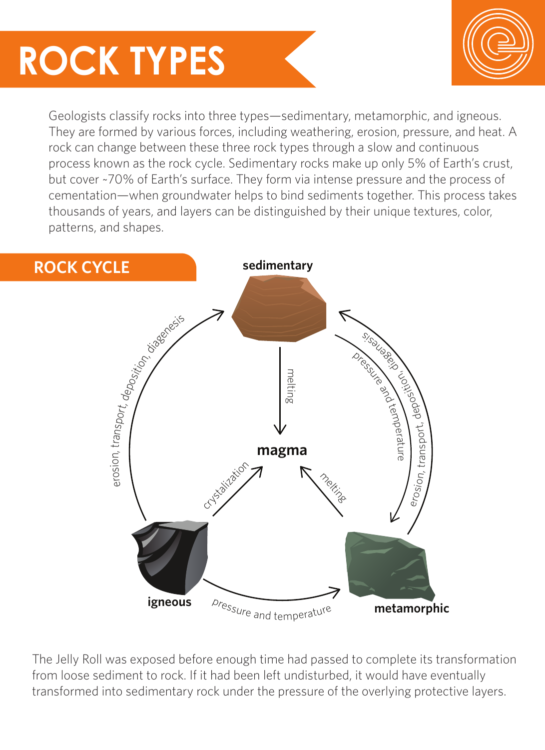# ROCK TYPES

Geologists classify rocks into three types—sedimentary, metamorphic, and igneous. They are formed by various forces, including weathering, erosion, pressure, and heat. A rock can change between these three rock types through a slow and continuous process known as the rock cycle. Sedimentary rocks make up only 5% of Earth's crust, but cover ~70% of Earth's surface. They form via intense pressure and the process of cementation—when groundwater helps to bind sediments together. This process takes thousands of years, and layers can be distinguished by their unique textures, color, patterns, and shapes.

## ROCK CYCLE

**sedimentary**

**magma**

**igneous**

**metamorphic**

- sedimentary → magma: melting
- sedimentary → metamorphic: pressure and temperature
- metamorphic → sedimentary: erosion, transport, deposition, diagenesis
- metamorphic → magma: melting
- magma → igneous: crystalization
- igneous → sedimentary: erosion, transport, deposition, diagenesis
- igneous → metamorphic: pressure and temperature

The Jelly Roll was exposed before enough time had passed to complete its transformation from loose sediment to rock. If it had been left undisturbed, it would have eventually transformed into sedimentary rock under the pressure of the overlying protective layers.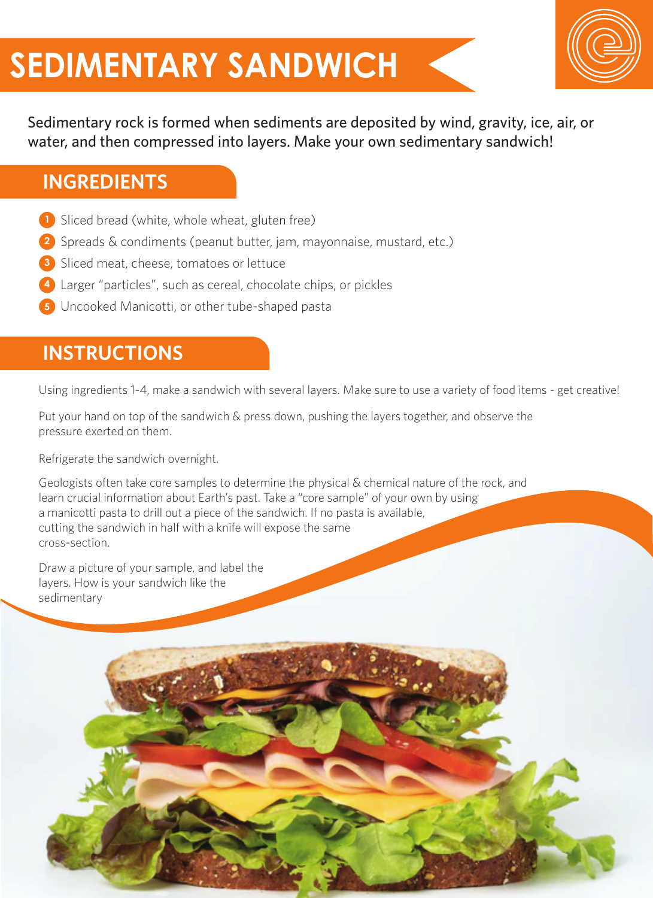# SEDIMENTARY SANDWICH

Sedimentary rock is formed when sediments are deposited by wind, gravity, ice, air, or water, and then compressed into layers. Make your own sedimentary sandwich!

## INGREDIENTS

1. Sliced bread (white, whole wheat, gluten free)
2. Spreads & condiments (peanut butter, jam, mayonnaise, mustard, etc.)
3. Sliced meat, cheese, tomatoes or lettuce
4. Larger "particles", such as cereal, chocolate chips, or pickles
5. Uncooked Manicotti, or other tube-shaped pasta

## INSTRUCTIONS

Using ingredients 1-4, make a sandwich with several layers. Make sure to use a variety of food items - get creative!

Put your hand on top of the sandwich & press down, pushing the layers together, and observe the pressure exerted on them.

Refrigerate the sandwich overnight.

Geologists often take core samples to determine the physical & chemical nature of the rock, and learn crucial information about Earth's past. Take a "core sample" of your own by using a manicotti pasta to drill out a piece of the sandwich. If no pasta is available, cutting the sandwich in half with a knife will expose the same cross-section.

Draw a picture of your sample, and label the layers. How is your sandwich like the sedimentary